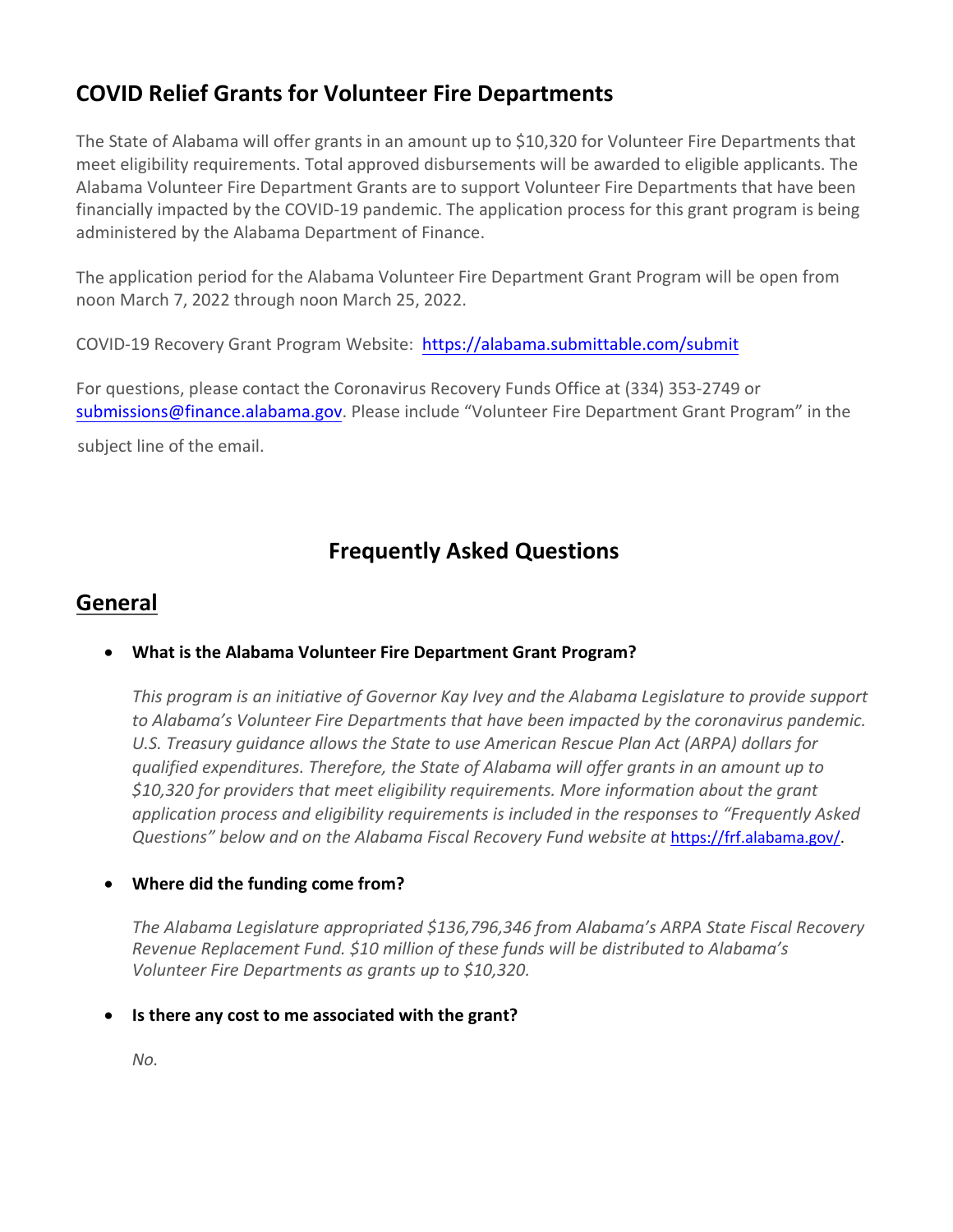## COVID Relief Grants for Volunteer Fire Departments

The State of Alabama will offer grants in an amount up to $10,320 for Volunteer Fire Departments that meet eligibility requirements. Total approved disbursements will be awarded to eligible applicants. The Alabama Volunteer Fire Department Grants are to support Volunteer Fire Departments that have been financially impacted by the COVID-19 pandemic. The application process for this grant program is being administered by the Alabama Department of Finance.

The application period for the Alabama Volunteer Fire Department Grant Program will be open from noon March 7, 2022 through noon March 25, 2022.

COVID-19 Recovery Grant Program Website: https://alabama.submittable.com/submit

For questions, please contact the Coronavirus Recovery Funds Office at (334) 353-2749 or submissions@finance.alabama.gov. Please include "Volunteer Fire Department Grant Program" in the subject line of the email.

# Frequently Asked Questions

## General

- **What is the Alabama Volunteer Fire Department Grant Program?**

  *This program is an initiative of Governor Kay Ivey and the Alabama Legislature to provide support to Alabama's Volunteer Fire Departments that have been impacted by the coronavirus pandemic. U.S. Treasury guidance allows the State to use American Rescue Plan Act (ARPA) dollars for qualified expenditures. Therefore, the State of Alabama will offer grants in an amount up to $10,320 for providers that meet eligibility requirements. More information about the grant application process and eligibility requirements is included in the responses to "Frequently Asked Questions" below and on the Alabama Fiscal Recovery Fund website at* https://frf.alabama.gov/.

- **Where did the funding come from?**

  *The Alabama Legislature appropriated $136,796,346 from Alabama's ARPA State Fiscal Recovery Revenue Replacement Fund. $10 million of these funds will be distributed to Alabama's Volunteer Fire Departments as grants up to $10,320.*

- **Is there any cost to me associated with the grant?**

  *No.*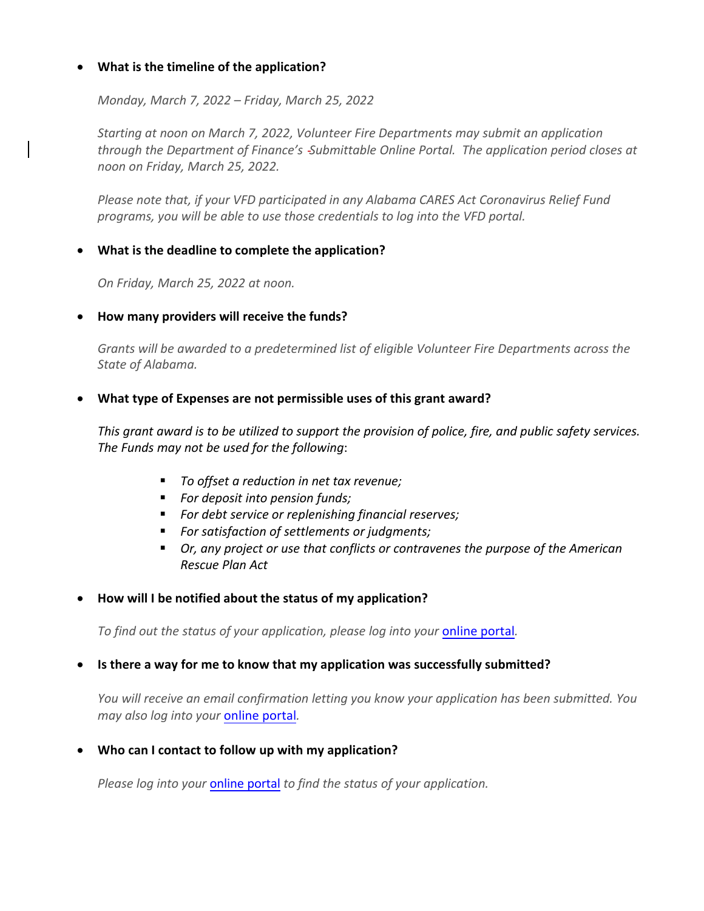- **What is the timeline of the application?**

  *Monday, March 7, 2022 – Friday, March 25, 2022*

  *Starting at noon on March 7, 2022, Volunteer Fire Departments may submit an application through the Department of Finance's Submittable Online Portal. The application period closes at noon on Friday, March 25, 2022.*

  *Please note that, if your VFD participated in any Alabama CARES Act Coronavirus Relief Fund programs, you will be able to use those credentials to log into the VFD portal.*

- **What is the deadline to complete the application?**

  *On Friday, March 25, 2022 at noon.*

- **How many providers will receive the funds?**

  *Grants will be awarded to a predetermined list of eligible Volunteer Fire Departments across the State of Alabama.*

- **What type of Expenses are not permissible uses of this grant award?**

  *This grant award is to be utilized to support the provision of police, fire, and public safety services. The Funds may not be used for the following*:

  - *To offset a reduction in net tax revenue;*
  - *For deposit into pension funds;*
  - *For debt service or replenishing financial reserves;*
  - *For satisfaction of settlements or judgments;*
  - *Or, any project or use that conflicts or contravenes the purpose of the American Rescue Plan Act*

- **How will I be notified about the status of my application?**

  *To find out the status of your application, please log into your* online portal*.*

- **Is there a way for me to know that my application was successfully submitted?**

  *You will receive an email confirmation letting you know your application has been submitted. You may also log into your* online portal*.*

- **Who can I contact to follow up with my application?**

  *Please log into your* online portal *to find the status of your application.*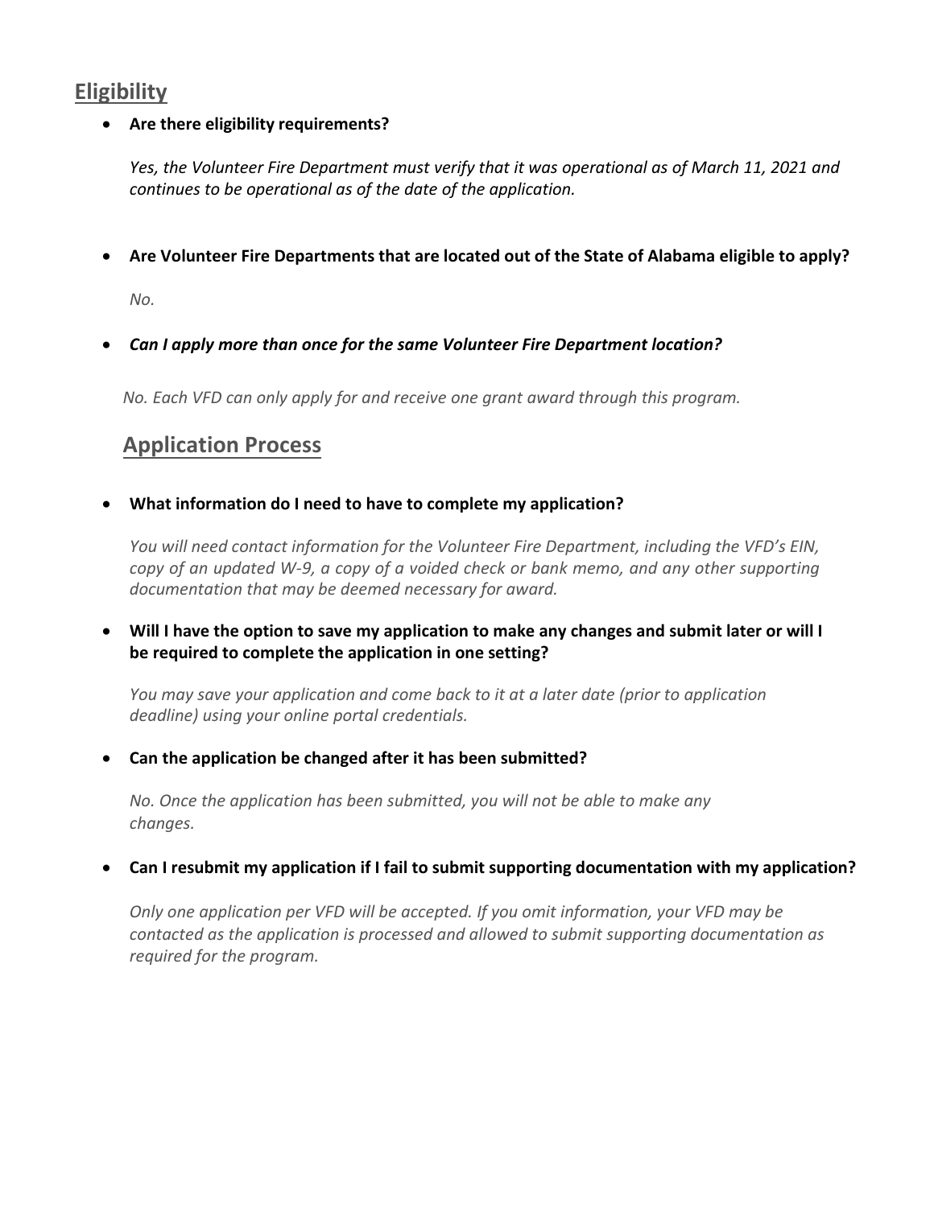## Eligibility

- **Are there eligibility requirements?**

  *Yes, the Volunteer Fire Department must verify that it was operational as of March 11, 2021 and continues to be operational as of the date of the application.*

- **Are Volunteer Fire Departments that are located out of the State of Alabama eligible to apply?**

  *No.*

- ***Can I apply more than once for the same Volunteer Fire Department location?***

  *No. Each VFD can only apply for and receive one grant award through this program.*

## Application Process

- **What information do I need to have to complete my application?**

  *You will need contact information for the Volunteer Fire Department, including the VFD's EIN, copy of an updated W-9, a copy of a voided check or bank memo, and any other supporting documentation that may be deemed necessary for award.*

- **Will I have the option to save my application to make any changes and submit later or will I be required to complete the application in one setting?**

  *You may save your application and come back to it at a later date (prior to application deadline) using your online portal credentials.*

- **Can the application be changed after it has been submitted?**

  *No. Once the application has been submitted, you will not be able to make any changes.*

- **Can I resubmit my application if I fail to submit supporting documentation with my application?**

  *Only one application per VFD will be accepted. If you omit information, your VFD may be contacted as the application is processed and allowed to submit supporting documentation as required for the program.*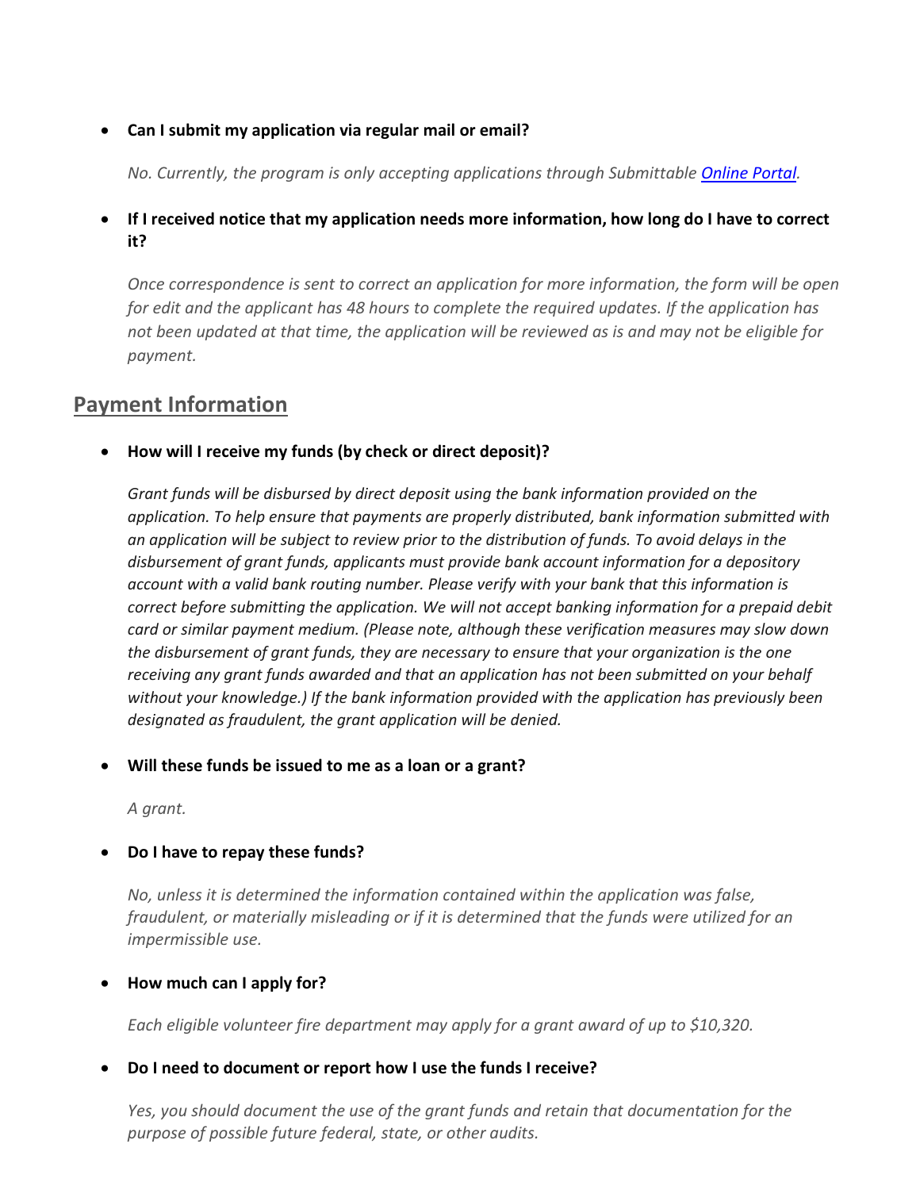- **Can I submit my application via regular mail or email?**

  *No. Currently, the program is only accepting applications through Submittable [Online Portal](Online Portal).*

- **If I received notice that my application needs more information, how long do I have to correct it?**

  *Once correspondence is sent to correct an application for more information, the form will be open for edit and the applicant has 48 hours to complete the required updates. If the application has not been updated at that time, the application will be reviewed as is and may not be eligible for payment.*

## Payment Information

- **How will I receive my funds (by check or direct deposit)?**

  *Grant funds will be disbursed by direct deposit using the bank information provided on the application. To help ensure that payments are properly distributed, bank information submitted with an application will be subject to review prior to the distribution of funds. To avoid delays in the disbursement of grant funds, applicants must provide bank account information for a depository account with a valid bank routing number. Please verify with your bank that this information is correct before submitting the application. We will not accept banking information for a prepaid debit card or similar payment medium. (Please note, although these verification measures may slow down the disbursement of grant funds, they are necessary to ensure that your organization is the one receiving any grant funds awarded and that an application has not been submitted on your behalf without your knowledge.) If the bank information provided with the application has previously been designated as fraudulent, the grant application will be denied.*

- **Will these funds be issued to me as a loan or a grant?**

  *A grant.*

- **Do I have to repay these funds?**

  *No, unless it is determined the information contained within the application was false, fraudulent, or materially misleading or if it is determined that the funds were utilized for an impermissible use.*

- **How much can I apply for?**

  *Each eligible volunteer fire department may apply for a grant award of up to $10,320.*

- **Do I need to document or report how I use the funds I receive?**

  *Yes, you should document the use of the grant funds and retain that documentation for the purpose of possible future federal, state, or other audits.*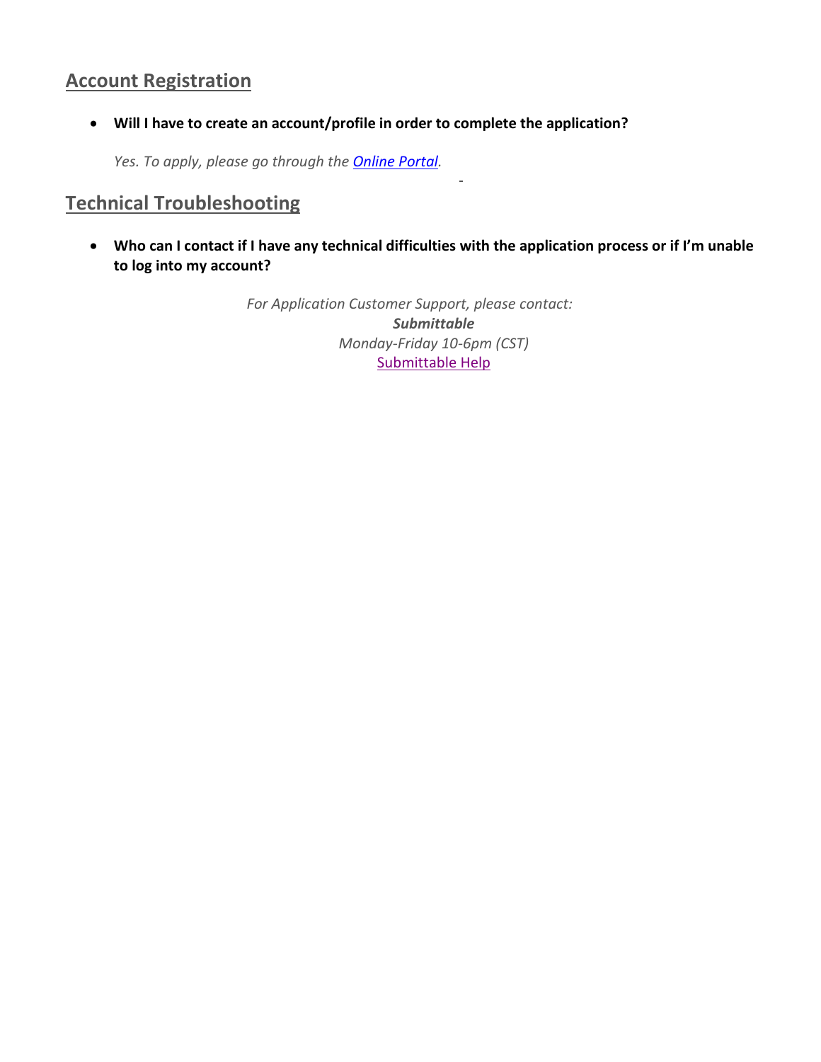## Account Registration

- **Will I have to create an account/profile in order to complete the application?**

  *Yes. To apply, please go through the Online Portal.*

## Technical Troubleshooting

- **Who can I contact if I have any technical difficulties with the application process or if I'm unable to log into my account?**

  *For Application Customer Support, please contact:*
  ***Submittable***
  *Monday-Friday 10-6pm (CST)*
  Submittable Help